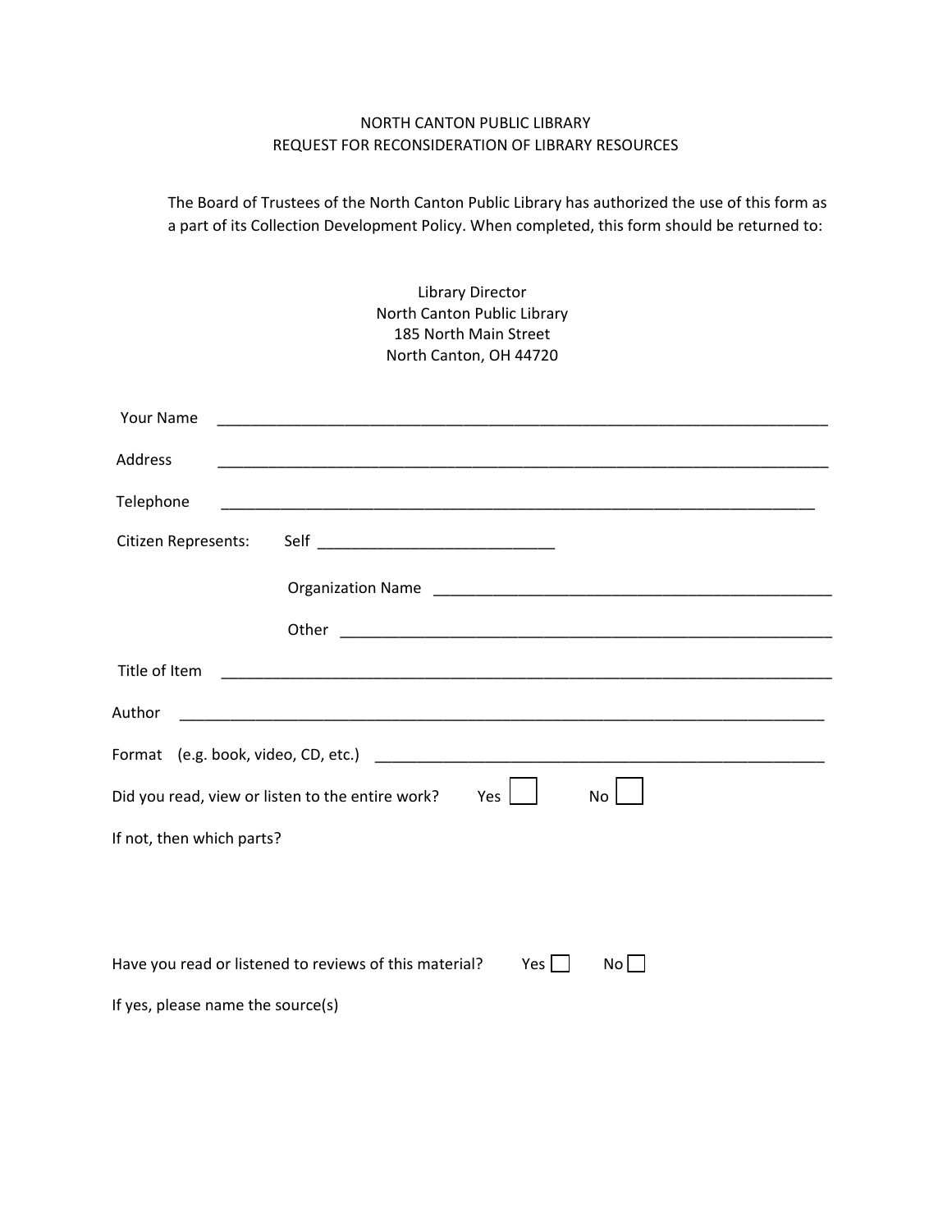NORTH CANTON PUBLIC LIBRARY
REQUEST FOR RECONSIDERATION OF LIBRARY RESOURCES

The Board of Trustees of the North Canton Public Library has authorized the use of this form as a part of its Collection Development Policy. When completed, this form should be returned to:

Library Director
North Canton Public Library
185 North Main Street
North Canton, OH 44720

Your Name ___________________________________________________________________________

Address ___________________________________________________________________________

Telephone __________________________________________________________________________

Citizen Represents: Self ____________________________

Organization Name ________________________________________________

Other ____________________________________________________________

Title of Item _________________________________________________________________________

Author _____________________________________________________________________________

Format (e.g. book, video, CD, etc.) ______________________________________________________

Did you read, view or listen to the entire work? Yes ☐ No ☐

If not, then which parts?

Have you read or listened to reviews of this material? Yes ☐ No ☐

If yes, please name the source(s)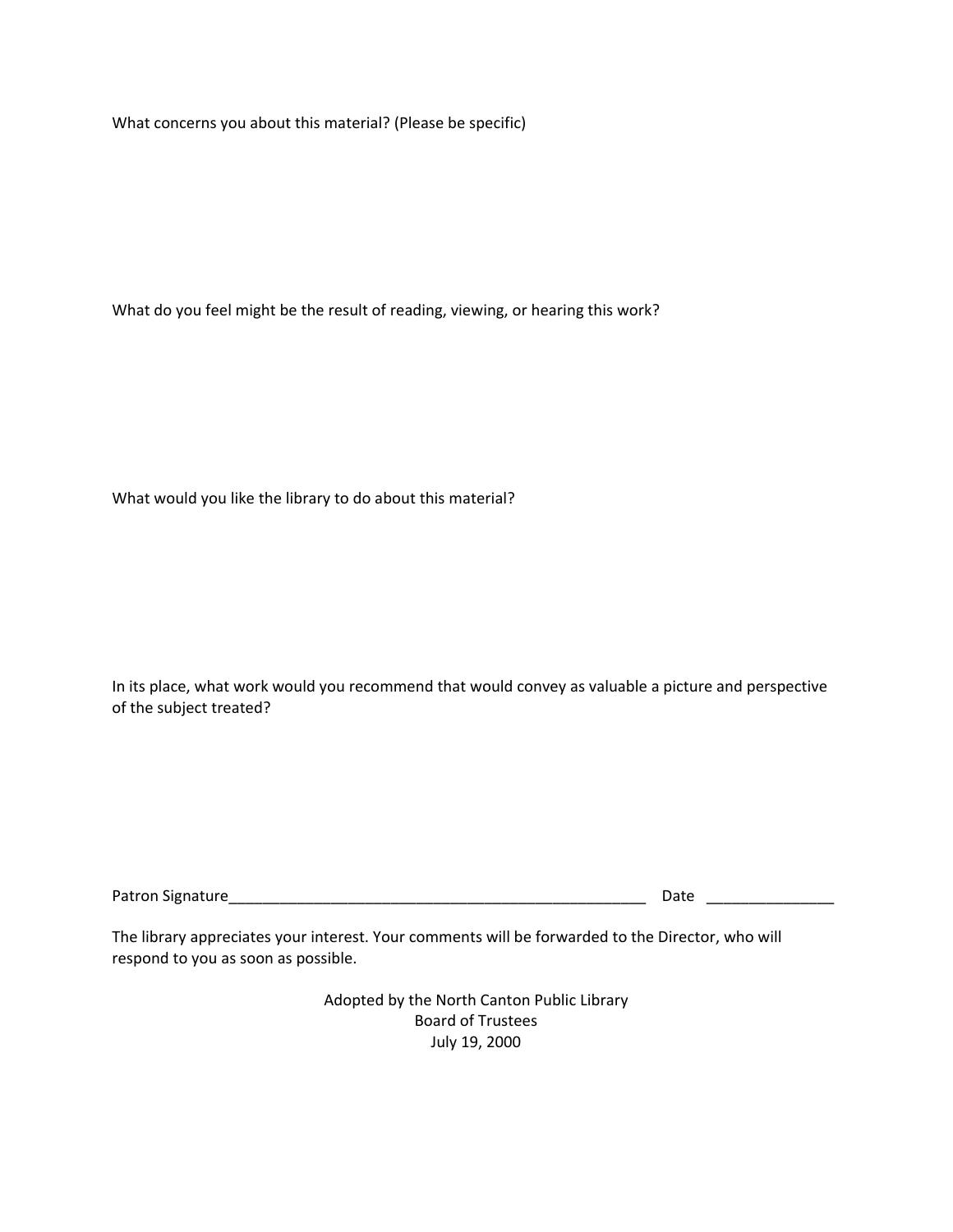What concerns you about this material? (Please be specific)

What do you feel might be the result of reading, viewing, or hearing this work?

What would you like the library to do about this material?

In its place, what work would you recommend that would convey as valuable a picture and perspective of the subject treated?

Patron Signature___________________________________________________ Date _______________

The library appreciates your interest. Your comments will be forwarded to the Director, who will respond to you as soon as possible.

Adopted by the North Canton Public Library
Board of Trustees
July 19, 2000